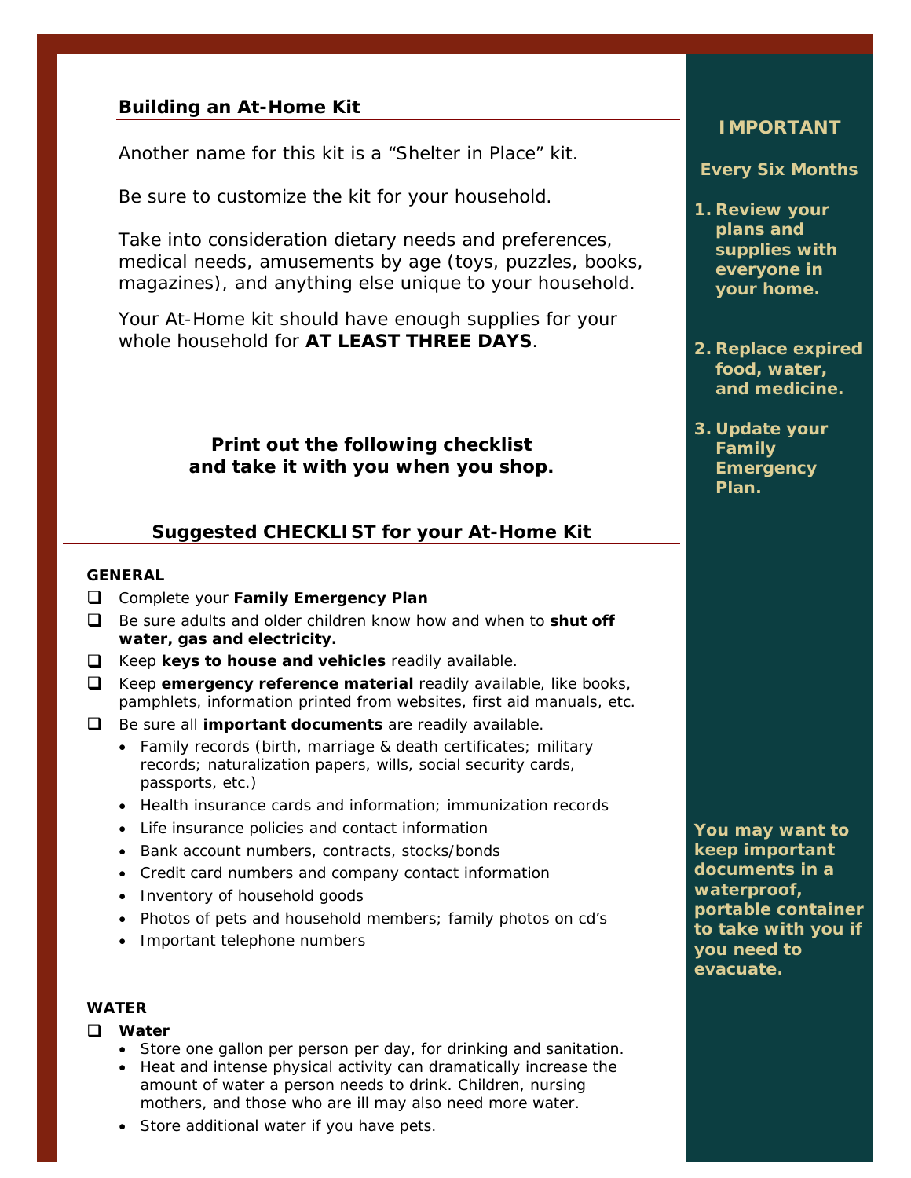## Building an At-Home Kit

Another name for this kit is a "Shelter in Place" kit.

Be sure to customize the kit for your household.

Take into consideration dietary needs and preferences, medical needs, amusements by age (toys, puzzles, books, magazines), and anything else unique to your household.

Your At-Home kit should have enough supplies for your whole household for **AT LEAST THREE DAYS**.

**Print out the following checklist and take it with you when you shop.**

## Suggested CHECKLIST for your At-Home Kit

**GENERAL**

- ❑ Complete your **Family Emergency Plan**
- ❑ Be sure adults and older children know how and when to **shut off water, gas and electricity.**
- ❑ Keep **keys to house and vehicles** readily available.
- ❑ Keep **emergency reference material** readily available, like books, pamphlets, information printed from websites, first aid manuals, etc.
- ❑ Be sure all **important documents** are readily available.
  - Family records (birth, marriage & death certificates; military records; naturalization papers, wills, social security cards, passports, etc.)
  - Health insurance cards and information; immunization records
  - Life insurance policies and contact information
  - Bank account numbers, contracts, stocks/bonds
  - Credit card numbers and company contact information
  - Inventory of household goods
  - Photos of pets and household members; family photos on cd's
  - Important telephone numbers

**WATER**

- ❑ **Water**
  - Store one gallon per person per day, for drinking and sanitation.
  - Heat and intense physical activity can dramatically increase the amount of water a person needs to drink. Children, nursing mothers, and those who are ill may also need more water.
  - Store additional water if you have pets.

**IMPORTANT**

**Every Six Months**

1. **Review your plans and supplies with everyone in your home.**
2. **Replace expired food, water, and medicine.**
3. **Update your Family Emergency Plan.**

**You may want to keep important documents in a waterproof, portable container to take with you if you need to evacuate.**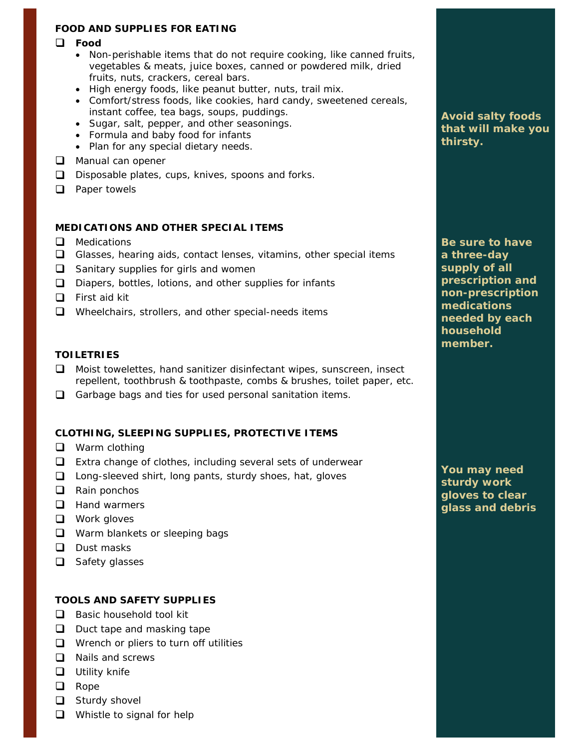## FOOD AND SUPPLIES FOR EATING

- [ ] **Food**
  - Non-perishable items that do not require cooking, like canned fruits, vegetables & meats, juice boxes, canned or powdered milk, dried fruits, nuts, crackers, cereal bars.
  - High energy foods, like peanut butter, nuts, trail mix.
  - Comfort/stress foods, like cookies, hard candy, sweetened cereals, instant coffee, tea bags, soups, puddings.
  - Sugar, salt, pepper, and other seasonings.
  - Formula and baby food for infants
  - Plan for any special dietary needs.
- [ ] Manual can opener
- [ ] Disposable plates, cups, knives, spoons and forks.
- [ ] Paper towels

**Avoid salty foods that will make you thirsty.**

## MEDICATIONS AND OTHER SPECIAL ITEMS

- [ ] Medications
- [ ] Glasses, hearing aids, contact lenses, vitamins, other special items
- [ ] Sanitary supplies for girls and women
- [ ] Diapers, bottles, lotions, and other supplies for infants
- [ ] First aid kit
- [ ] Wheelchairs, strollers, and other special-needs items

**Be sure to have a three-day supply of all prescription and non-prescription medications needed by each household member.**

## TOILETRIES

- [ ] Moist towelettes, hand sanitizer disinfectant wipes, sunscreen, insect repellent, toothbrush & toothpaste, combs & brushes, toilet paper, etc.
- [ ] Garbage bags and ties for used personal sanitation items.

## CLOTHING, SLEEPING SUPPLIES, PROTECTIVE ITEMS

- [ ] Warm clothing
- [ ] Extra change of clothes, including several sets of underwear
- [ ] Long-sleeved shirt, long pants, sturdy shoes, hat, gloves
- [ ] Rain ponchos
- [ ] Hand warmers
- [ ] Work gloves
- [ ] Warm blankets or sleeping bags
- [ ] Dust masks
- [ ] Safety glasses

**You may need sturdy work gloves to clear glass and debris**

## TOOLS AND SAFETY SUPPLIES

- [ ] Basic household tool kit
- [ ] Duct tape and masking tape
- [ ] Wrench or pliers to turn off utilities
- [ ] Nails and screws
- [ ] Utility knife
- [ ] Rope
- [ ] Sturdy shovel
- [ ] Whistle to signal for help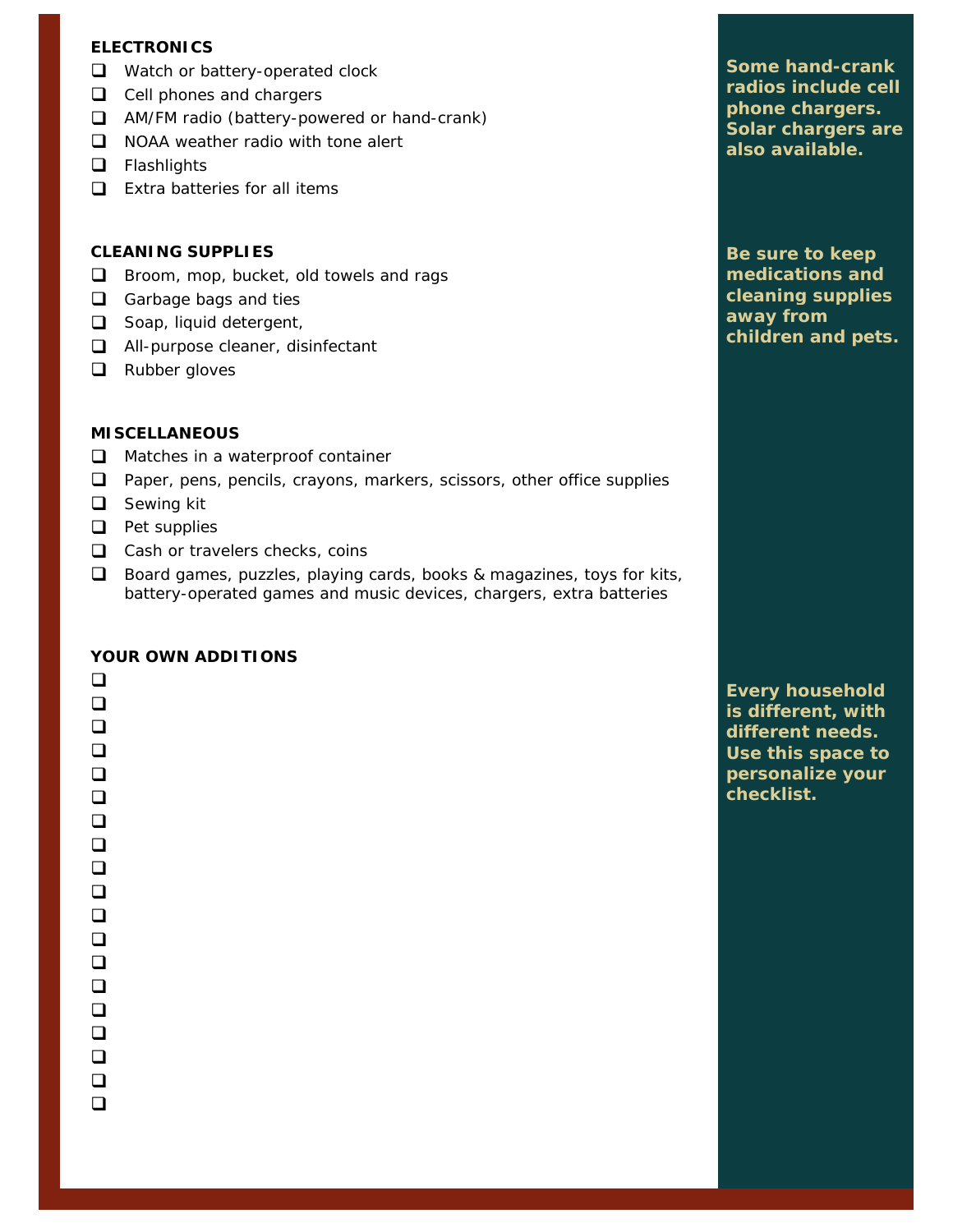**ELECTRONICS**

- [ ] Watch or battery-operated clock
- [ ] Cell phones and chargers
- [ ] AM/FM radio (battery-powered or hand-crank)
- [ ] NOAA weather radio with tone alert
- [ ] Flashlights
- [ ] Extra batteries for all items

**Some hand-crank radios include cell phone chargers. Solar chargers are also available.**

**CLEANING SUPPLIES**

- [ ] Broom, mop, bucket, old towels and rags
- [ ] Garbage bags and ties
- [ ] Soap, liquid detergent,
- [ ] All-purpose cleaner, disinfectant
- [ ] Rubber gloves

**Be sure to keep medications and cleaning supplies away from children and pets.**

**MISCELLANEOUS**

- [ ] Matches in a waterproof container
- [ ] Paper, pens, pencils, crayons, markers, scissors, other office supplies
- [ ] Sewing kit
- [ ] Pet supplies
- [ ] Cash or travelers checks, coins
- [ ] Board games, puzzles, playing cards, books & magazines, toys for kits, battery-operated games and music devices, chargers, extra batteries

**YOUR OWN ADDITIONS**

- [ ] 
- [ ] 
- [ ] 
- [ ] 
- [ ] 
- [ ] 
- [ ] 
- [ ] 
- [ ] 
- [ ] 
- [ ] 
- [ ] 
- [ ] 
- [ ] 
- [ ] 
- [ ] 
- [ ] 
- [ ] 
- [ ] 

**Every household is different, with different needs. Use this space to personalize your checklist.**